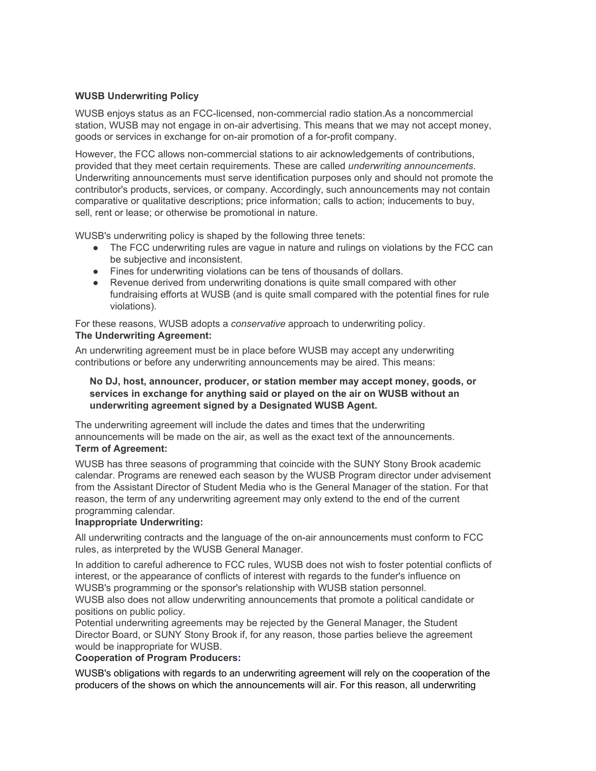**WUSB Underwriting Policy**

WUSB enjoys status as an FCC-licensed, non-commercial radio station.As a noncommercial station, WUSB may not engage in on-air advertising. This means that we may not accept money, goods or services in exchange for on-air promotion of a for-profit company.

However, the FCC allows non-commercial stations to air acknowledgements of contributions, provided that they meet certain requirements. These are called *underwriting announcements*. Underwriting announcements must serve identification purposes only and should not promote the contributor's products, services, or company. Accordingly, such announcements may not contain comparative or qualitative descriptions; price information; calls to action; inducements to buy, sell, rent or lease; or otherwise be promotional in nature.

WUSB's underwriting policy is shaped by the following three tenets:

- The FCC underwriting rules are vague in nature and rulings on violations by the FCC can be subjective and inconsistent.
- Fines for underwriting violations can be tens of thousands of dollars.
- Revenue derived from underwriting donations is quite small compared with other fundraising efforts at WUSB (and is quite small compared with the potential fines for rule violations).

For these reasons, WUSB adopts a *conservative* approach to underwriting policy.

**The Underwriting Agreement:**

An underwriting agreement must be in place before WUSB may accept any underwriting contributions or before any underwriting announcements may be aired. This means:

> **No DJ, host, announcer, producer, or station member may accept money, goods, or services in exchange for anything said or played on the air on WUSB without an underwriting agreement signed by a Designated WUSB Agent.**

The underwriting agreement will include the dates and times that the underwriting announcements will be made on the air, as well as the exact text of the announcements.

**Term of Agreement:**

WUSB has three seasons of programming that coincide with the SUNY Stony Brook academic calendar. Programs are renewed each season by the WUSB Program director under advisement from the Assistant Director of Student Media who is the General Manager of the station. For that reason, the term of any underwriting agreement may only extend to the end of the current programming calendar.

**Inappropriate Underwriting:**

All underwriting contracts and the language of the on-air announcements must conform to FCC rules, as interpreted by the WUSB General Manager.

In addition to careful adherence to FCC rules, WUSB does not wish to foster potential conflicts of interest, or the appearance of conflicts of interest with regards to the funder's influence on WUSB's programming or the sponsor's relationship with WUSB station personnel.

WUSB also does not allow underwriting announcements that promote a political candidate or positions on public policy.

Potential underwriting agreements may be rejected by the General Manager, the Student Director Board, or SUNY Stony Brook if, for any reason, those parties believe the agreement would be inappropriate for WUSB.

**Cooperation of Program Producers:**

WUSB's obligations with regards to an underwriting agreement will rely on the cooperation of the producers of the shows on which the announcements will air. For this reason, all underwriting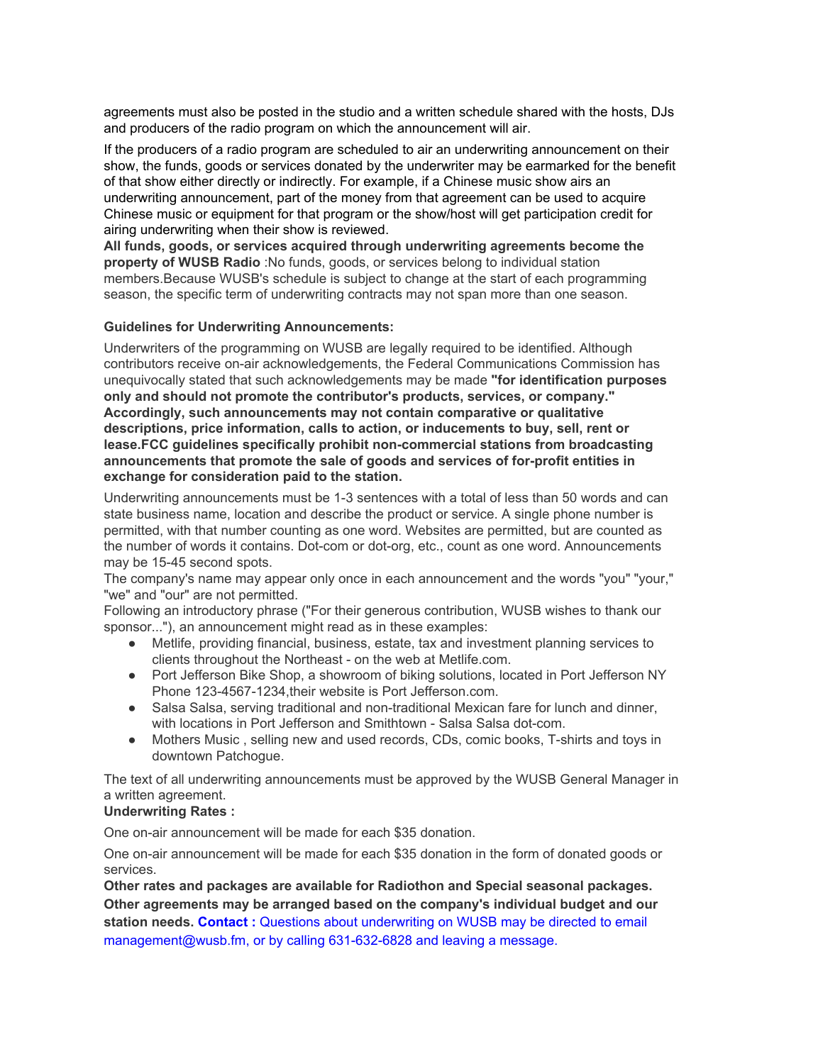agreements must also be posted in the studio and a written schedule shared with the hosts, DJs and producers of the radio program on which the announcement will air.

If the producers of a radio program are scheduled to air an underwriting announcement on their show, the funds, goods or services donated by the underwriter may be earmarked for the benefit of that show either directly or indirectly. For example, if a Chinese music show airs an underwriting announcement, part of the money from that agreement can be used to acquire Chinese music or equipment for that program or the show/host will get participation credit for airing underwriting when their show is reviewed.
**All funds, goods, or services acquired through underwriting agreements become the property of WUSB Radio** :No funds, goods, or services belong to individual station members.Because WUSB's schedule is subject to change at the start of each programming season, the specific term of underwriting contracts may not span more than one season.

**Guidelines for Underwriting Announcements:**

Underwriters of the programming on WUSB are legally required to be identified. Although contributors receive on-air acknowledgements, the Federal Communications Commission has unequivocally stated that such acknowledgements may be made **"for identification purposes only and should not promote the contributor's products, services, or company." Accordingly, such announcements may not contain comparative or qualitative descriptions, price information, calls to action, or inducements to buy, sell, rent or lease.FCC guidelines specifically prohibit non-commercial stations from broadcasting announcements that promote the sale of goods and services of for-profit entities in exchange for consideration paid to the station.**

Underwriting announcements must be 1-3 sentences with a total of less than 50 words and can state business name, location and describe the product or service. A single phone number is permitted, with that number counting as one word. Websites are permitted, but are counted as the number of words it contains. Dot-com or dot-org, etc., count as one word. Announcements may be 15-45 second spots.
The company's name may appear only once in each announcement and the words "you" "your," "we" and "our" are not permitted.
Following an introductory phrase ("For their generous contribution, WUSB wishes to thank our sponsor..."), an announcement might read as in these examples:

- Metlife, providing financial, business, estate, tax and investment planning services to clients throughout the Northeast - on the web at Metlife.com.
- Port Jefferson Bike Shop, a showroom of biking solutions, located in Port Jefferson NY Phone 123-4567-1234,their website is Port Jefferson.com.
- Salsa Salsa, serving traditional and non-traditional Mexican fare for lunch and dinner, with locations in Port Jefferson and Smithtown - Salsa Salsa dot-com.
- Mothers Music , selling new and used records, CDs, comic books, T-shirts and toys in downtown Patchogue.

The text of all underwriting announcements must be approved by the WUSB General Manager in a written agreement.
**Underwriting Rates :**

One on-air announcement will be made for each $35 donation.

One on-air announcement will be made for each $35 donation in the form of donated goods or services.
**Other rates and packages are available for Radiothon and Special seasonal packages. Other agreements may be arranged based on the company's individual budget and our station needs. Contact :** Questions about underwriting on WUSB may be directed to email management@wusb.fm, or by calling 631-632-6828 and leaving a message.